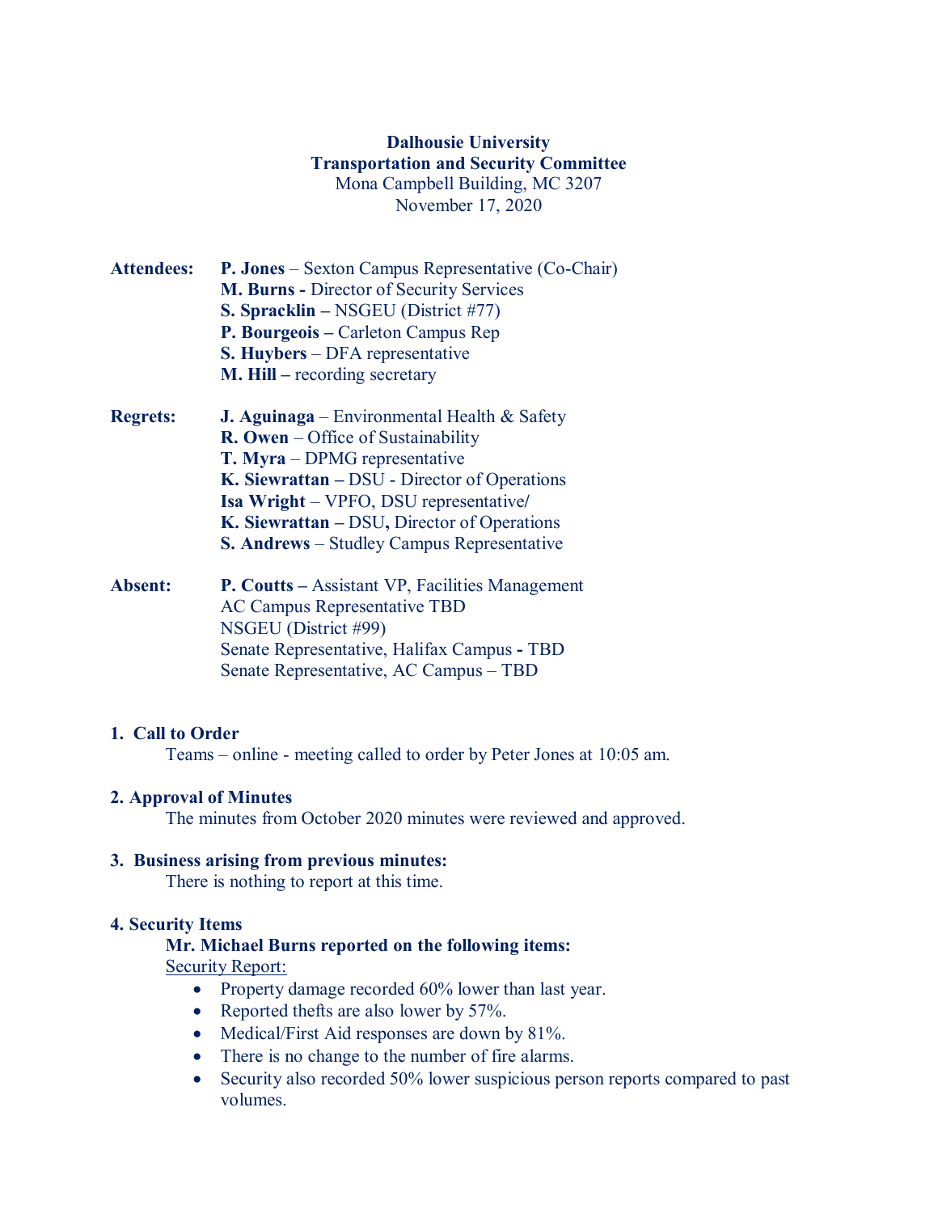**Dalhousie University**
**Transportation and Security Committee**
Mona Campbell Building, MC 3207
November 17, 2020

**Attendees:**
- **P. Jones** – Sexton Campus Representative (Co-Chair)
- **M. Burns -** Director of Security Services
- **S. Spracklin –** NSGEU (District #77)
- **P. Bourgeois –** Carleton Campus Rep
- **S. Huybers** – DFA representative
- **M. Hill –** recording secretary

**Regrets:**
- **J. Aguinaga** – Environmental Health & Safety
- **R. Owen** – Office of Sustainability
- **T. Myra** – DPMG representative
- **K. Siewrattan –** DSU - Director of Operations
- **Isa Wright** – VPFO, DSU representative/
- **K. Siewrattan –** DSU**,** Director of Operations
- **S. Andrews** – Studley Campus Representative

**Absent:**
- **P. Coutts –** Assistant VP, Facilities Management
- AC Campus Representative TBD
- NSGEU (District #99)
- Senate Representative, Halifax Campus **-** TBD
- Senate Representative, AC Campus – TBD

## 1. Call to Order

Teams – online - meeting called to order by Peter Jones at 10:05 am.

## 2. Approval of Minutes

The minutes from October 2020 minutes were reviewed and approved.

## 3. Business arising from previous minutes:

There is nothing to report at this time.

## 4. Security Items

**Mr. Michael Burns reported on the following items:**

Security Report:

- Property damage recorded 60% lower than last year.
- Reported thefts are also lower by 57%.
- Medical/First Aid responses are down by 81%.
- There is no change to the number of fire alarms.
- Security also recorded 50% lower suspicious person reports compared to past volumes.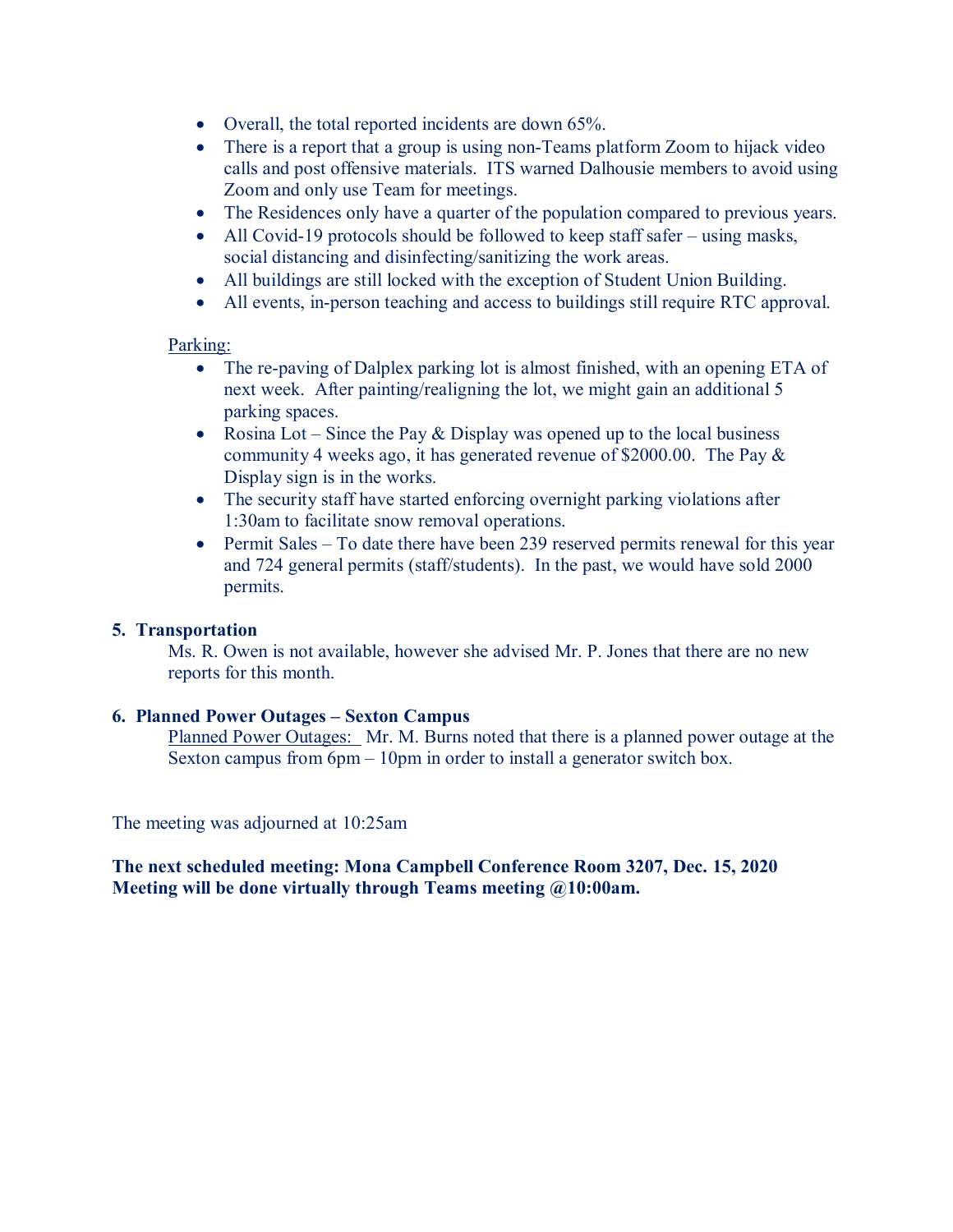- Overall, the total reported incidents are down 65%.
- There is a report that a group is using non-Teams platform Zoom to hijack video calls and post offensive materials. ITS warned Dalhousie members to avoid using Zoom and only use Team for meetings.
- The Residences only have a quarter of the population compared to previous years.
- All Covid-19 protocols should be followed to keep staff safer – using masks, social distancing and disinfecting/sanitizing the work areas.
- All buildings are still locked with the exception of Student Union Building.
- All events, in-person teaching and access to buildings still require RTC approval.

<u>Parking:</u>

- The re-paving of Dalplex parking lot is almost finished, with an opening ETA of next week. After painting/realigning the lot, we might gain an additional 5 parking spaces.
- Rosina Lot – Since the Pay & Display was opened up to the local business community 4 weeks ago, it has generated revenue of $2000.00. The Pay & Display sign is in the works.
- The security staff have started enforcing overnight parking violations after 1:30am to facilitate snow removal operations.
- Permit Sales – To date there have been 239 reserved permits renewal for this year and 724 general permits (staff/students). In the past, we would have sold 2000 permits.

**5. Transportation**

Ms. R. Owen is not available, however she advised Mr. P. Jones that there are no new reports for this month.

**6. Planned Power Outages – Sexton Campus**

<u>Planned Power Outages:</u> Mr. M. Burns noted that there is a planned power outage at the Sexton campus from 6pm – 10pm in order to install a generator switch box.

The meeting was adjourned at 10:25am

**The next scheduled meeting: Mona Campbell Conference Room 3207, Dec. 15, 2020**
**Meeting will be done virtually through Teams meeting @10:00am.**